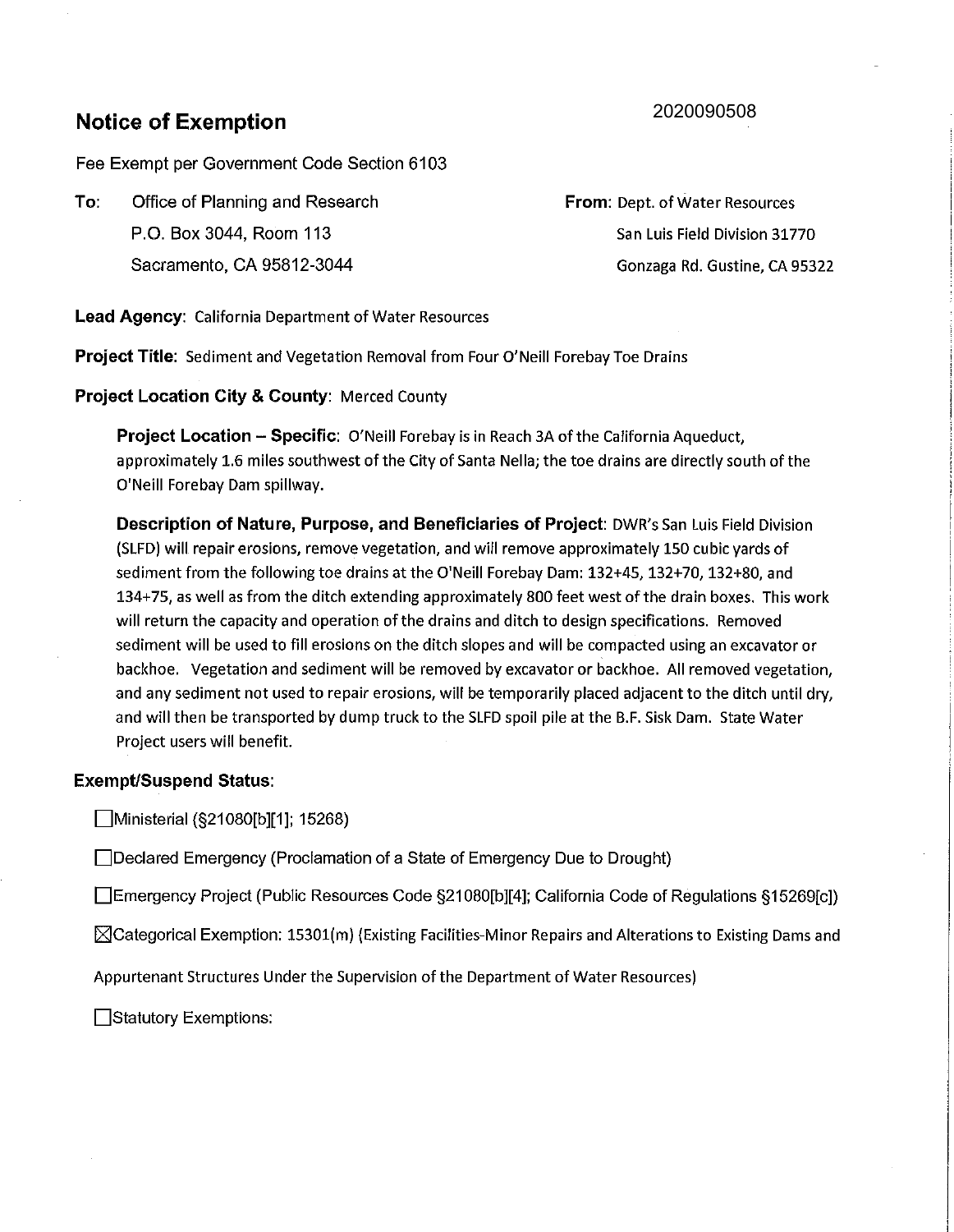# Notice of Exemption

2020090508

Fee Exempt per Government Code Section 6103

**To:** Office of Planning and Research
P.O. Box 3044, Room 113
Sacramento, CA 95812-3044

**From:** Dept. of Water Resources
San Luis Field Division 31770
Gonzaga Rd. Gustine, CA 95322

**Lead Agency**: California Department of Water Resources

**Project Title**: Sediment and Vegetation Removal from Four O'Neill Forebay Toe Drains

**Project Location City & County**: Merced County

**Project Location – Specific**: O'Neill Forebay is in Reach 3A of the California Aqueduct, approximately 1.6 miles southwest of the City of Santa Nella; the toe drains are directly south of the O'Neill Forebay Dam spillway.

**Description of Nature, Purpose, and Beneficiaries of Project**: DWR's San Luis Field Division (SLFD) will repair erosions, remove vegetation, and will remove approximately 150 cubic yards of sediment from the following toe drains at the O'Neill Forebay Dam: 132+45, 132+70, 132+80, and 134+75, as well as from the ditch extending approximately 800 feet west of the drain boxes. This work will return the capacity and operation of the drains and ditch to design specifications. Removed sediment will be used to fill erosions on the ditch slopes and will be compacted using an excavator or backhoe. Vegetation and sediment will be removed by excavator or backhoe. All removed vegetation, and any sediment not used to repair erosions, will be temporarily placed adjacent to the ditch until dry, and will then be transported by dump truck to the SLFD spoil pile at the B.F. Sisk Dam. State Water Project users will benefit.

**Exempt/Suspend Status**:

☐ Ministerial (§21080[b][1]; 15268)

☐ Declared Emergency (Proclamation of a State of Emergency Due to Drought)

☐ Emergency Project (Public Resources Code §21080[b][4]; California Code of Regulations §15269[c])

☒ Categorical Exemption: 15301(m) (Existing Facilities-Minor Repairs and Alterations to Existing Dams and Appurtenant Structures Under the Supervision of the Department of Water Resources)

☐ Statutory Exemptions: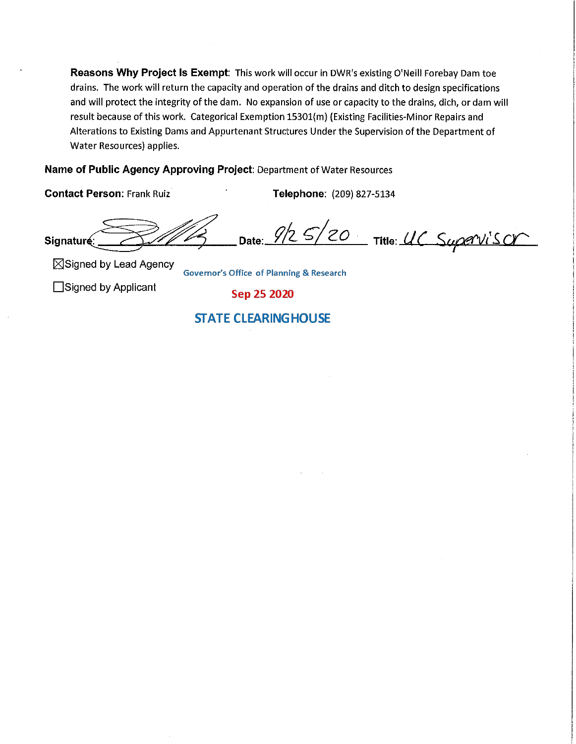**Reasons Why Project Is Exempt**: This work will occur in DWR's existing O'Neill Forebay Dam toe drains. The work will return the capacity and operation of the drains and ditch to design specifications and will protect the integrity of the dam. No expansion of use or capacity to the drains, dich, or dam will result because of this work. Categorical Exemption 15301(m) (Existing Facilities-Minor Repairs and Alterations to Existing Dams and Appurtenant Structures Under the Supervision of the Department of Water Resources) applies.

**Name of Public Agency Approving Project**: Department of Water Resources

**Contact Person:** Frank Ruiz **Telephone**: (209) 827-5134

**Signature:** ____________ **Date:** 9/25/20 **Title:** UC Supervisor

☒ Signed by Lead Agency

☐ Signed by Applicant

Governor's Office of Planning & Research

Sep 25 2020

STATE CLEARINGHOUSE